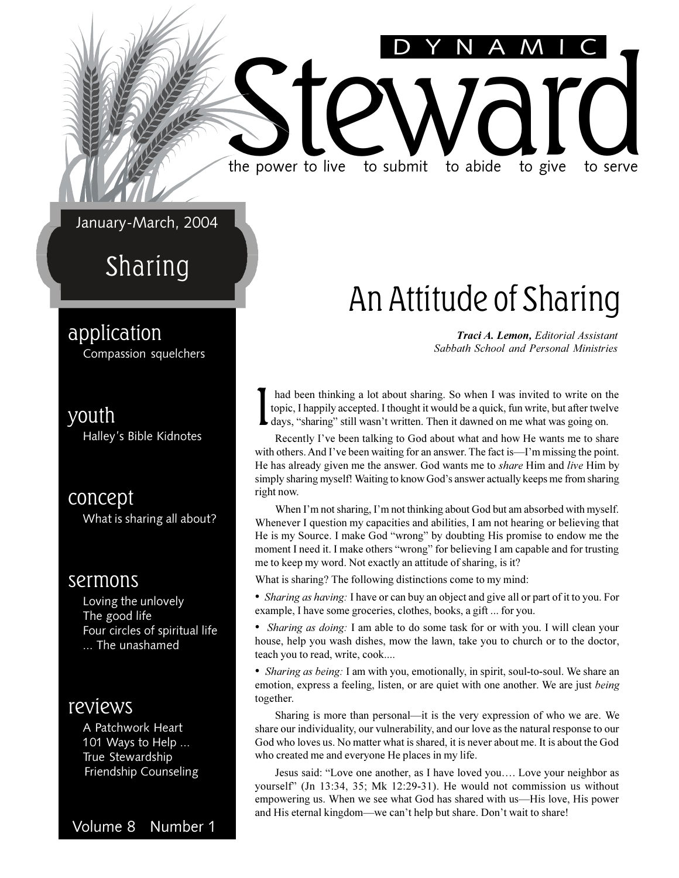# Dynamic Steward

the power to live   to submit   to abide   to give   to serve

January-March, 2004

## Sharing

**application**
Compassion squelchers

**youth**
Halley's Bible Kidnotes

**concept**
What is sharing all about?

**sermons**
Loving the unlovely
The good life
Four circles of spiritual life
... The unashamed

**reviews**
A Patchwork Heart
101 Ways to Help ...
True Stewardship
Friendship Counseling

Volume 8   Number 1

# An Attitude of Sharing

***Traci A. Lemon,*** *Editorial Assistant*
*Sabbath School and Personal Ministries*

I had been thinking a lot about sharing. So when I was invited to write on the topic, I happily accepted. I thought it would be a quick, fun write, but after twelve days, "sharing" still wasn't written. Then it dawned on me what was going on.

Recently I've been talking to God about what and how He wants me to share with others. And I've been waiting for an answer. The fact is—I'm missing the point. He has already given me the answer. God wants me to *share* Him and *live* Him by simply sharing myself! Waiting to know God's answer actually keeps me from sharing right now.

When I'm not sharing, I'm not thinking about God but am absorbed with myself. Whenever I question my capacities and abilities, I am not hearing or believing that He is my Source. I make God "wrong" by doubting His promise to endow me the moment I need it. I make others "wrong" for believing I am capable and for trusting me to keep my word. Not exactly an attitude of sharing, is it?

What is sharing? The following distinctions come to my mind:

- *Sharing as having:* I have or can buy an object and give all or part of it to you. For example, I have some groceries, clothes, books, a gift ... for you.
- *Sharing as doing:* I am able to do some task for or with you. I will clean your house, help you wash dishes, mow the lawn, take you to church or to the doctor, teach you to read, write, cook....
- *Sharing as being:* I am with you, emotionally, in spirit, soul-to-soul. We share an emotion, express a feeling, listen, or are quiet with one another. We are just *being* together.

Sharing is more than personal—it is the very expression of who we are. We share our individuality, our vulnerability, and our love as the natural response to our God who loves us. No matter what is shared, it is never about me. It is about the God who created me and everyone He places in my life.

Jesus said: "Love one another, as I have loved you…. Love your neighbor as yourself" (Jn 13:34, 35; Mk 12:29-31). He would not commission us without empowering us. When we see what God has shared with us—His love, His power and His eternal kingdom—we can't help but share. Don't wait to share!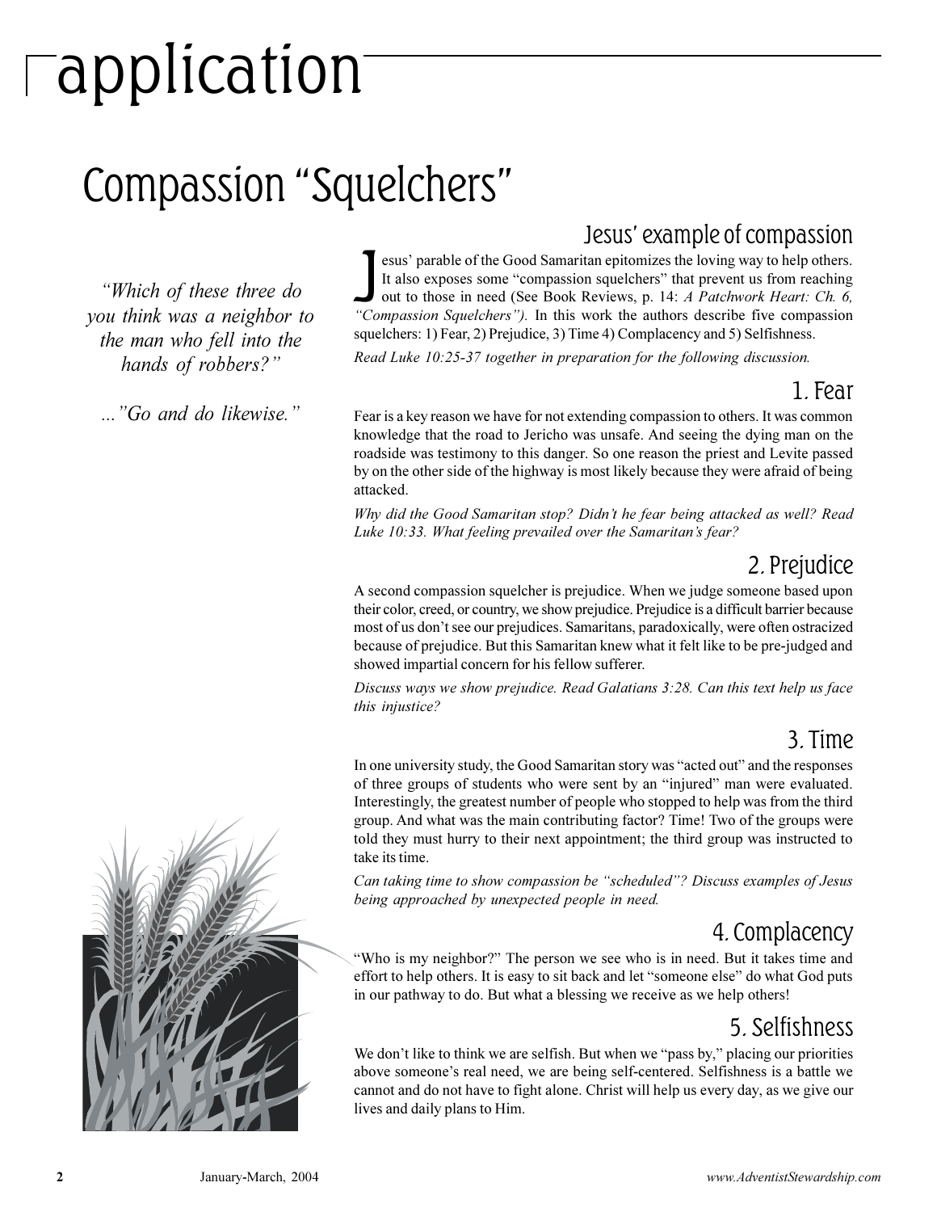# application

## Compassion "Squelchers"

*"Which of these three do you think was a neighbor to the man who fell into the hands of robbers?"*

*..."Go and do likewise."*

### Jesus' example of compassion

Jesus' parable of the Good Samaritan epitomizes the loving way to help others. It also exposes some "compassion squelchers" that prevent us from reaching out to those in need (See Book Reviews, p. 14: *A Patchwork Heart: Ch. 6, "Compassion Squelchers").* In this work the authors describe five compassion squelchers: 1) Fear, 2) Prejudice, 3) Time 4) Complacency and 5) Selfishness.

*Read Luke 10:25-37 together in preparation for the following discussion.*

### 1. Fear

Fear is a key reason we have for not extending compassion to others. It was common knowledge that the road to Jericho was unsafe. And seeing the dying man on the roadside was testimony to this danger. So one reason the priest and Levite passed by on the other side of the highway is most likely because they were afraid of being attacked.

*Why did the Good Samaritan stop? Didn't he fear being attacked as well? Read Luke 10:33. What feeling prevailed over the Samaritan's fear?*

### 2. Prejudice

A second compassion squelcher is prejudice. When we judge someone based upon their color, creed, or country, we show prejudice. Prejudice is a difficult barrier because most of us don't see our prejudices. Samaritans, paradoxically, were often ostracized because of prejudice. But this Samaritan knew what it felt like to be pre-judged and showed impartial concern for his fellow sufferer.

*Discuss ways we show prejudice. Read Galatians 3:28. Can this text help us face this injustice?*

### 3. Time

In one university study, the Good Samaritan story was "acted out" and the responses of three groups of students who were sent by an "injured" man were evaluated. Interestingly, the greatest number of people who stopped to help was from the third group. And what was the main contributing factor? Time! Two of the groups were told they must hurry to their next appointment; the third group was instructed to take its time.

*Can taking time to show compassion be "scheduled"? Discuss examples of Jesus being approached by unexpected people in need.*

### 4. Complacency

"Who is my neighbor?" The person we see who is in need. But it takes time and effort to help others. It is easy to sit back and let "someone else" do what God puts in our pathway to do. But what a blessing we receive as we help others!

### 5. Selfishness

We don't like to think we are selfish. But when we "pass by," placing our priorities above someone's real need, we are being self-centered. Selfishness is a battle we cannot and do not have to fight alone. Christ will help us every day, as we give our lives and daily plans to Him.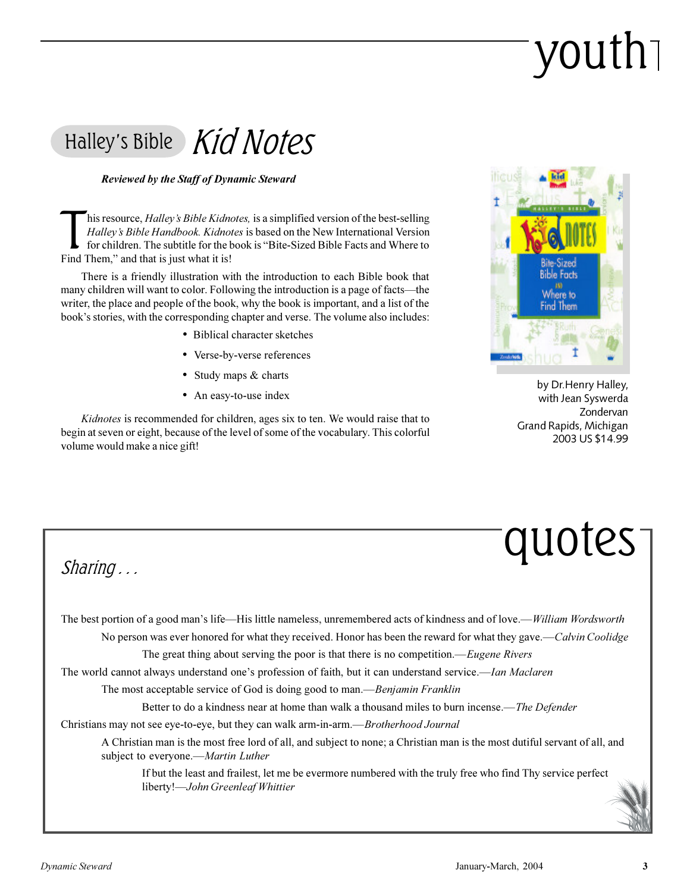# youth

## Halley's Bible *Kid Notes*

***Reviewed by the Staff of Dynamic Steward***

This resource, *Halley's Bible Kidnotes,* is a simplified version of the best-selling *Halley's Bible Handbook. Kidnotes* is based on the New International Version for children. The subtitle for the book is "Bite-Sized Bible Facts and Where to Find Them," and that is just what it is!

There is a friendly illustration with the introduction to each Bible book that many children will want to color. Following the introduction is a page of facts—the writer, the place and people of the book, why the book is important, and a list of the book's stories, with the corresponding chapter and verse. The volume also includes:

- Biblical character sketches
- Verse-by-verse references
- Study maps & charts
- An easy-to-use index

*Kidnotes* is recommended for children, ages six to ten. We would raise that to begin at seven or eight, because of the level of some of the vocabulary. This colorful volume would make a nice gift!

by Dr.Henry Halley,
with Jean Syswerda
Zondervan
Grand Rapids, Michigan
2003 US $14.99

# quotes

## *Sharing . . .*

The best portion of a good man's life—His little nameless, unremembered acts of kindness and of love.—*William Wordsworth*

No person was ever honored for what they received. Honor has been the reward for what they gave.—*Calvin Coolidge*

The great thing about serving the poor is that there is no competition.—*Eugene Rivers*

The world cannot always understand one's profession of faith, but it can understand service.—*Ian Maclaren*

The most acceptable service of God is doing good to man.—*Benjamin Franklin*

Better to do a kindness near at home than walk a thousand miles to burn incense.—*The Defender*

Christians may not see eye-to-eye, but they can walk arm-in-arm.—*Brotherhood Journal*

A Christian man is the most free lord of all, and subject to none; a Christian man is the most dutiful servant of all, and subject to everyone.—*Martin Luther*

If but the least and frailest, let me be evermore numbered with the truly free who find Thy service perfect liberty!—*John Greenleaf Whittier*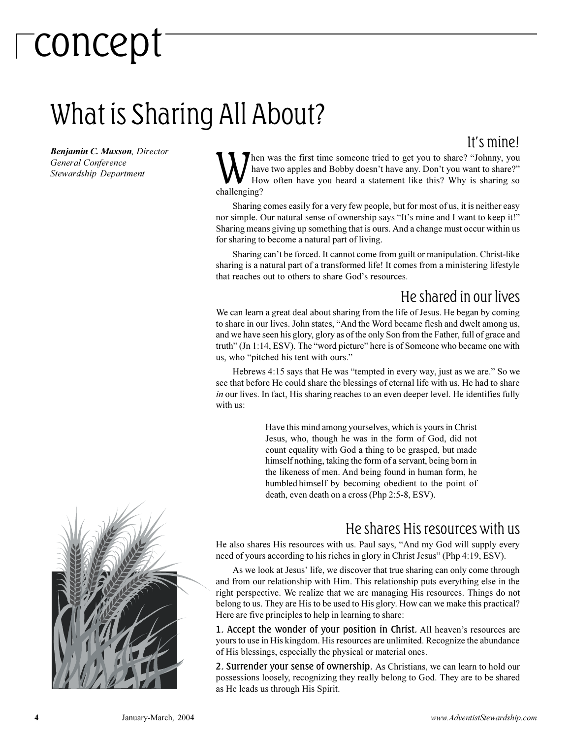# concept

## What is Sharing All About?

***Benjamin C. Maxson**, Director*
*General Conference*
*Stewardship Department*

### It's mine!

When was the first time someone tried to get you to share? "Johnny, you have two apples and Bobby doesn't have any. Don't you want to share?" How often have you heard a statement like this? Why is sharing so challenging?

Sharing comes easily for a very few people, but for most of us, it is neither easy nor simple. Our natural sense of ownership says "It's mine and I want to keep it!" Sharing means giving up something that is ours. And a change must occur within us for sharing to become a natural part of living.

Sharing can't be forced. It cannot come from guilt or manipulation. Christ-like sharing is a natural part of a transformed life! It comes from a ministering lifestyle that reaches out to others to share God's resources.

### He shared in our lives

We can learn a great deal about sharing from the life of Jesus. He began by coming to share in our lives. John states, "And the Word became flesh and dwelt among us, and we have seen his glory, glory as of the only Son from the Father, full of grace and truth" (Jn 1:14, ESV). The "word picture" here is of Someone who became one with us, who "pitched his tent with ours."

Hebrews 4:15 says that He was "tempted in every way, just as we are." So we see that before He could share the blessings of eternal life with us, He had to share *in* our lives. In fact, His sharing reaches to an even deeper level. He identifies fully with us:

> Have this mind among yourselves, which is yours in Christ Jesus, who, though he was in the form of God, did not count equality with God a thing to be grasped, but made himself nothing, taking the form of a servant, being born in the likeness of men. And being found in human form, he humbled himself by becoming obedient to the point of death, even death on a cross (Php 2:5-8, ESV).

### He shares His resources with us

He also shares His resources with us. Paul says, "And my God will supply every need of yours according to his riches in glory in Christ Jesus" (Php 4:19, ESV).

As we look at Jesus' life, we discover that true sharing can only come through and from our relationship with Him. This relationship puts everything else in the right perspective. We realize that we are managing His resources. Things do not belong to us. They are His to be used to His glory. How can we make this practical? Here are five principles to help in learning to share:

**1. Accept the wonder of your position in Christ.** All heaven's resources are yours to use in His kingdom. His resources are unlimited. Recognize the abundance of His blessings, especially the physical or material ones.

**2. Surrender your sense of ownership.** As Christians, we can learn to hold our possessions loosely, recognizing they really belong to God. They are to be shared as He leads us through His Spirit.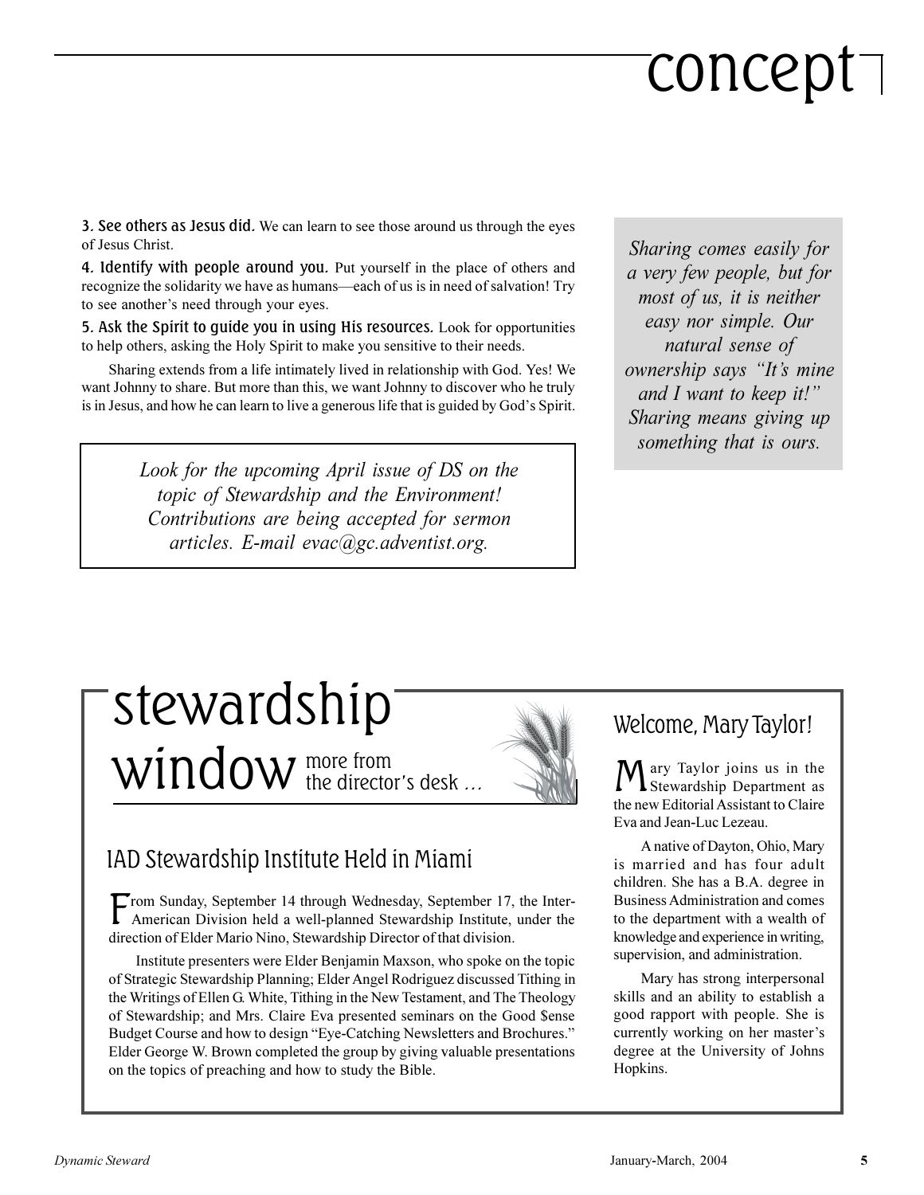# concept

**3. See others as Jesus did.** We can learn to see those around us through the eyes of Jesus Christ.

**4. Identify with people around you.** Put yourself in the place of others and recognize the solidarity we have as humans—each of us is in need of salvation! Try to see another's need through your eyes.

**5. Ask the Spirit to guide you in using His resources.** Look for opportunities to help others, asking the Holy Spirit to make you sensitive to their needs.

Sharing extends from a life intimately lived in relationship with God. Yes! We want Johnny to share. But more than this, we want Johnny to discover who he truly is in Jesus, and how he can learn to live a generous life that is guided by God's Spirit.

*Sharing comes easily for a very few people, but for most of us, it is neither easy nor simple. Our natural sense of ownership says "It's mine and I want to keep it!" Sharing means giving up something that is ours.*

*Look for the upcoming April issue of DS on the topic of Stewardship and the Environment! Contributions are being accepted for sermon articles. E-mail evac@gc.adventist.org.*

# stewardship window

more from the director's desk ...

## IAD Stewardship Institute Held in Miami

From Sunday, September 14 through Wednesday, September 17, the Inter-American Division held a well-planned Stewardship Institute, under the direction of Elder Mario Nino, Stewardship Director of that division.

Institute presenters were Elder Benjamin Maxson, who spoke on the topic of Strategic Stewardship Planning; Elder Angel Rodriguez discussed Tithing in the Writings of Ellen G. White, Tithing in the New Testament, and The Theology of Stewardship; and Mrs. Claire Eva presented seminars on the Good $ense Budget Course and how to design "Eye-Catching Newsletters and Brochures." Elder George W. Brown completed the group by giving valuable presentations on the topics of preaching and how to study the Bible.

## Welcome, Mary Taylor!

Mary Taylor joins us in the Stewardship Department as the new Editorial Assistant to Claire Eva and Jean-Luc Lezeau.

A native of Dayton, Ohio, Mary is married and has four adult children. She has a B.A. degree in Business Administration and comes to the department with a wealth of knowledge and experience in writing, supervision, and administration.

Mary has strong interpersonal skills and an ability to establish a good rapport with people. She is currently working on her master's degree at the University of Johns Hopkins.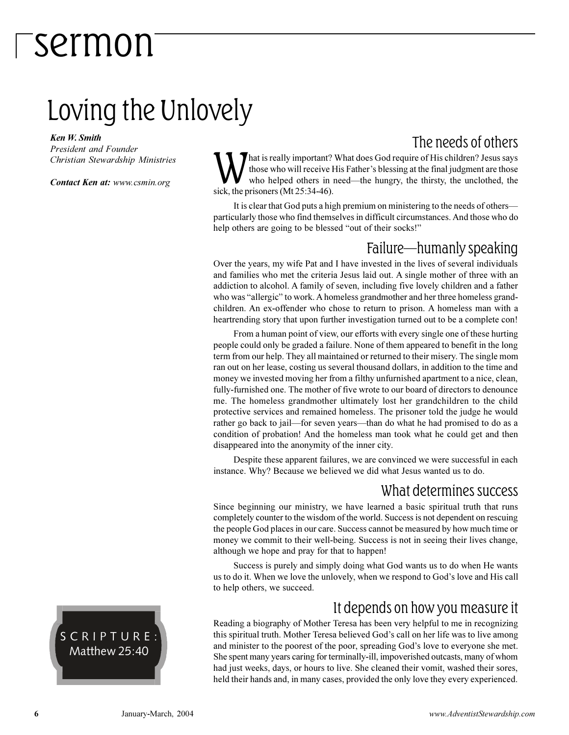# sermon

## Loving the Unlovely

***Ken W. Smith***
*President and Founder*
*Christian Stewardship Ministries*

***Contact Ken at:*** *www.csmin.org*

SCRIPTURE: Matthew 25:40

### The needs of others

What is really important? What does God require of His children? Jesus says those who will receive His Father's blessing at the final judgment are those who helped others in need—the hungry, the thirsty, the unclothed, the sick, the prisoners (Mt 25:34-46).

It is clear that God puts a high premium on ministering to the needs of others—particularly those who find themselves in difficult circumstances. And those who do help others are going to be blessed "out of their socks!"

### Failure—humanly speaking

Over the years, my wife Pat and I have invested in the lives of several individuals and families who met the criteria Jesus laid out. A single mother of three with an addiction to alcohol. A family of seven, including five lovely children and a father who was "allergic" to work. A homeless grandmother and her three homeless grandchildren. An ex-offender who chose to return to prison. A homeless man with a heartrending story that upon further investigation turned out to be a complete con!

From a human point of view, our efforts with every single one of these hurting people could only be graded a failure. None of them appeared to benefit in the long term from our help. They all maintained or returned to their misery. The single mom ran out on her lease, costing us several thousand dollars, in addition to the time and money we invested moving her from a filthy unfurnished apartment to a nice, clean, fully-furnished one. The mother of five wrote to our board of directors to denounce me. The homeless grandmother ultimately lost her grandchildren to the child protective services and remained homeless. The prisoner told the judge he would rather go back to jail—for seven years—than do what he had promised to do as a condition of probation! And the homeless man took what he could get and then disappeared into the anonymity of the inner city.

Despite these apparent failures, we are convinced we were successful in each instance. Why? Because we believed we did what Jesus wanted us to do.

### What determines success

Since beginning our ministry, we have learned a basic spiritual truth that runs completely counter to the wisdom of the world. Success is not dependent on rescuing the people God places in our care. Success cannot be measured by how much time or money we commit to their well-being. Success is not in seeing their lives change, although we hope and pray for that to happen!

Success is purely and simply doing what God wants us to do when He wants us to do it. When we love the unlovely, when we respond to God's love and His call to help others, we succeed.

### It depends on how you measure it

Reading a biography of Mother Teresa has been very helpful to me in recognizing this spiritual truth. Mother Teresa believed God's call on her life was to live among and minister to the poorest of the poor, spreading God's love to everyone she met. She spent many years caring for terminally-ill, impoverished outcasts, many of whom had just weeks, days, or hours to live. She cleaned their vomit, washed their sores, held their hands and, in many cases, provided the only love they every experienced.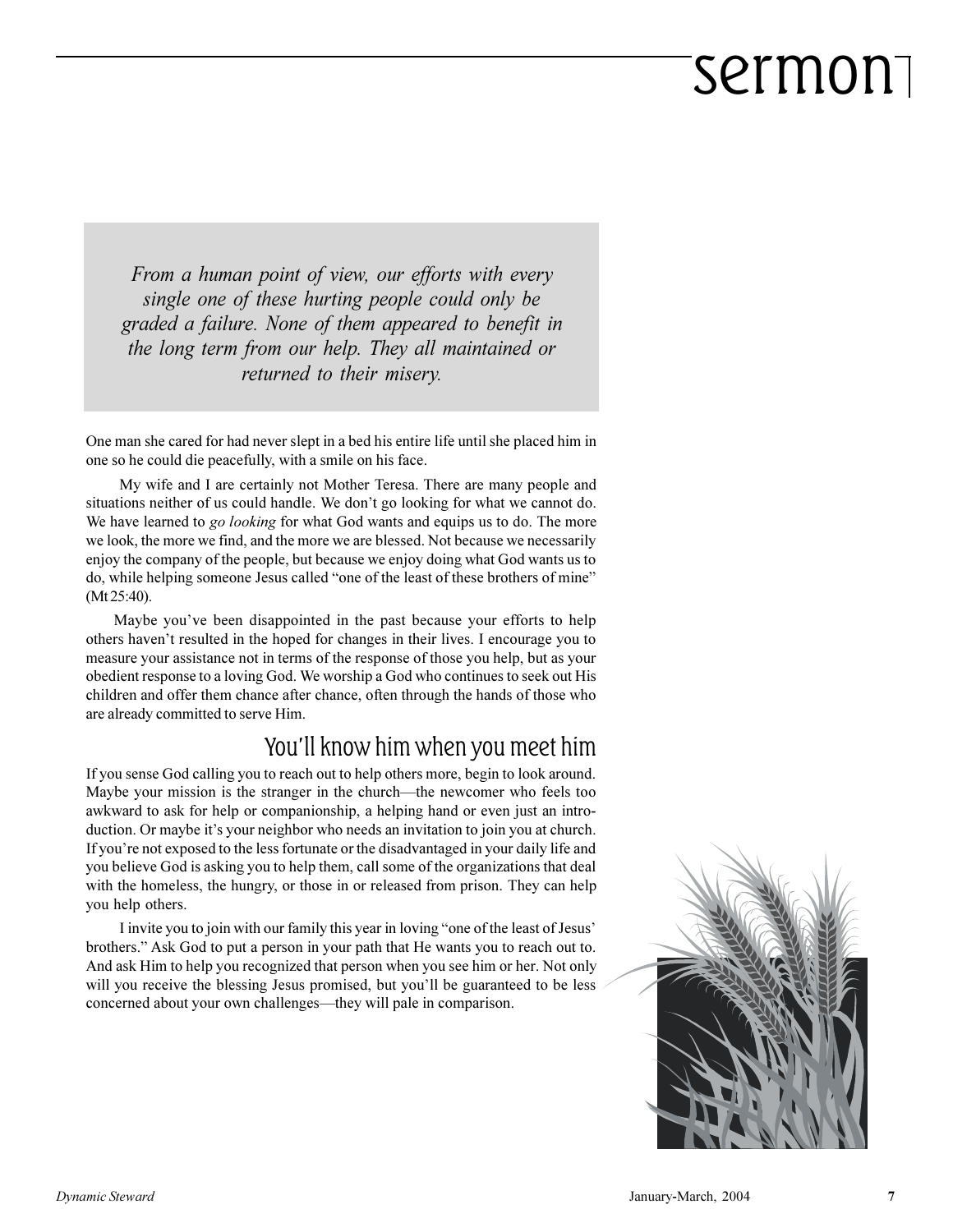*From a human point of view, our efforts with every single one of these hurting people could only be graded a failure. None of them appeared to benefit in the long term from our help. They all maintained or returned to their misery.*

One man she cared for had never slept in a bed his entire life until she placed him in one so he could die peacefully, with a smile on his face.

My wife and I are certainly not Mother Teresa. There are many people and situations neither of us could handle. We don't go looking for what we cannot do. We have learned to *go looking* for what God wants and equips us to do. The more we look, the more we find, and the more we are blessed. Not because we necessarily enjoy the company of the people, but because we enjoy doing what God wants us to do, while helping someone Jesus called "one of the least of these brothers of mine" (Mt 25:40).

Maybe you've been disappointed in the past because your efforts to help others haven't resulted in the hoped for changes in their lives. I encourage you to measure your assistance not in terms of the response of those you help, but as your obedient response to a loving God. We worship a God who continues to seek out His children and offer them chance after chance, often through the hands of those who are already committed to serve Him.

## You'll know him when you meet him

If you sense God calling you to reach out to help others more, begin to look around. Maybe your mission is the stranger in the church—the newcomer who feels too awkward to ask for help or companionship, a helping hand or even just an introduction. Or maybe it's your neighbor who needs an invitation to join you at church. If you're not exposed to the less fortunate or the disadvantaged in your daily life and you believe God is asking you to help them, call some of the organizations that deal with the homeless, the hungry, or those in or released from prison. They can help you help others.

I invite you to join with our family this year in loving "one of the least of Jesus' brothers." Ask God to put a person in your path that He wants you to reach out to. And ask Him to help you recognized that person when you see him or her. Not only will you receive the blessing Jesus promised, but you'll be guaranteed to be less concerned about your own challenges—they will pale in comparison.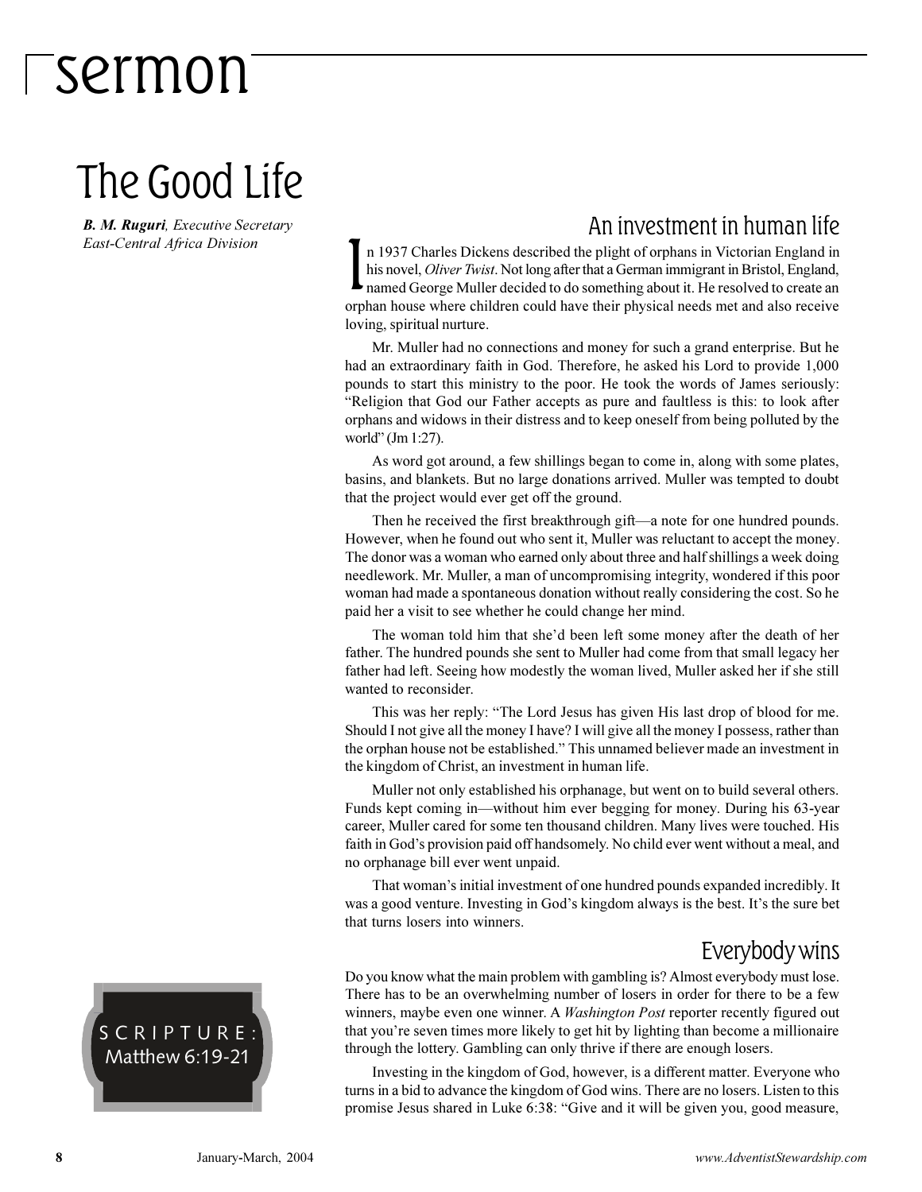# sermon

## The Good Life

***B. M. Ruguri****, Executive Secretary*
*East-Central Africa Division*

SCRIPTURE: Matthew 6:19-21

### An investment in human life

In 1937 Charles Dickens described the plight of orphans in Victorian England in his novel, *Oliver Twist*. Not long after that a German immigrant in Bristol, England, named George Muller decided to do something about it. He resolved to create an orphan house where children could have their physical needs met and also receive loving, spiritual nurture.

Mr. Muller had no connections and money for such a grand enterprise. But he had an extraordinary faith in God. Therefore, he asked his Lord to provide 1,000 pounds to start this ministry to the poor. He took the words of James seriously: "Religion that God our Father accepts as pure and faultless is this: to look after orphans and widows in their distress and to keep oneself from being polluted by the world" (Jm 1:27).

As word got around, a few shillings began to come in, along with some plates, basins, and blankets. But no large donations arrived. Muller was tempted to doubt that the project would ever get off the ground.

Then he received the first breakthrough gift—a note for one hundred pounds. However, when he found out who sent it, Muller was reluctant to accept the money. The donor was a woman who earned only about three and half shillings a week doing needlework. Mr. Muller, a man of uncompromising integrity, wondered if this poor woman had made a spontaneous donation without really considering the cost. So he paid her a visit to see whether he could change her mind.

The woman told him that she'd been left some money after the death of her father. The hundred pounds she sent to Muller had come from that small legacy her father had left. Seeing how modestly the woman lived, Muller asked her if she still wanted to reconsider.

This was her reply: "The Lord Jesus has given His last drop of blood for me. Should I not give all the money I have? I will give all the money I possess, rather than the orphan house not be established." This unnamed believer made an investment in the kingdom of Christ, an investment in human life.

Muller not only established his orphanage, but went on to build several others. Funds kept coming in—without him ever begging for money. During his 63-year career, Muller cared for some ten thousand children. Many lives were touched. His faith in God's provision paid off handsomely. No child ever went without a meal, and no orphanage bill ever went unpaid.

That woman's initial investment of one hundred pounds expanded incredibly. It was a good venture. Investing in God's kingdom always is the best. It's the sure bet that turns losers into winners.

### Everybody wins

Do you know what the main problem with gambling is? Almost everybody must lose. There has to be an overwhelming number of losers in order for there to be a few winners, maybe even one winner. A *Washington Post* reporter recently figured out that you're seven times more likely to get hit by lighting than become a millionaire through the lottery. Gambling can only thrive if there are enough losers.

Investing in the kingdom of God, however, is a different matter. Everyone who turns in a bid to advance the kingdom of God wins. There are no losers. Listen to this promise Jesus shared in Luke 6:38: "Give and it will be given you, good measure,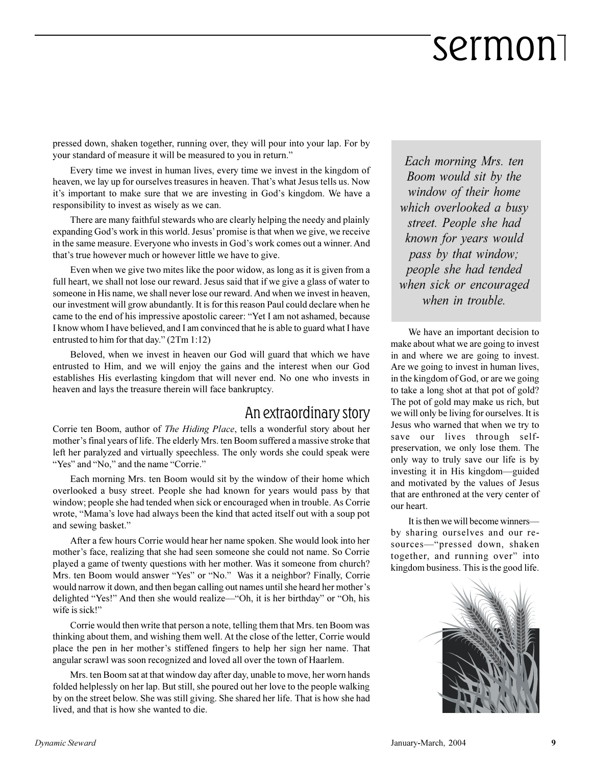pressed down, shaken together, running over, they will pour into your lap. For by your standard of measure it will be measured to you in return."

Every time we invest in human lives, every time we invest in the kingdom of heaven, we lay up for ourselves treasures in heaven. That's what Jesus tells us. Now it's important to make sure that we are investing in God's kingdom. We have a responsibility to invest as wisely as we can.

There are many faithful stewards who are clearly helping the needy and plainly expanding God's work in this world. Jesus' promise is that when we give, we receive in the same measure. Everyone who invests in God's work comes out a winner. And that's true however much or however little we have to give.

Even when we give two mites like the poor widow, as long as it is given from a full heart, we shall not lose our reward. Jesus said that if we give a glass of water to someone in His name, we shall never lose our reward. And when we invest in heaven, our investment will grow abundantly. It is for this reason Paul could declare when he came to the end of his impressive apostolic career: "Yet I am not ashamed, because I know whom I have believed, and I am convinced that he is able to guard what I have entrusted to him for that day." (2Tm 1:12)

Beloved, when we invest in heaven our God will guard that which we have entrusted to Him, and we will enjoy the gains and the interest when our God establishes His everlasting kingdom that will never end. No one who invests in heaven and lays the treasure therein will face bankruptcy.

## An extraordinary story

Corrie ten Boom, author of *The Hiding Place*, tells a wonderful story about her mother's final years of life. The elderly Mrs. ten Boom suffered a massive stroke that left her paralyzed and virtually speechless. The only words she could speak were "Yes" and "No," and the name "Corrie."

Each morning Mrs. ten Boom would sit by the window of their home which overlooked a busy street. People she had known for years would pass by that window; people she had tended when sick or encouraged when in trouble. As Corrie wrote, "Mama's love had always been the kind that acted itself out with a soup pot and sewing basket."

After a few hours Corrie would hear her name spoken. She would look into her mother's face, realizing that she had seen someone she could not name. So Corrie played a game of twenty questions with her mother. Was it someone from church? Mrs. ten Boom would answer "Yes" or "No." Was it a neighbor? Finally, Corrie would narrow it down, and then began calling out names until she heard her mother's delighted "Yes!" And then she would realize—"Oh, it is her birthday" or "Oh, his wife is sick!"

Corrie would then write that person a note, telling them that Mrs. ten Boom was thinking about them, and wishing them well. At the close of the letter, Corrie would place the pen in her mother's stiffened fingers to help her sign her name. That angular scrawl was soon recognized and loved all over the town of Haarlem.

Mrs. ten Boom sat at that window day after day, unable to move, her worn hands folded helplessly on her lap. But still, she poured out her love to the people walking by on the street below. She was still giving. She shared her life. That is how she had lived, and that is how she wanted to die.

> *Each morning Mrs. ten Boom would sit by the window of their home which overlooked a busy street. People she had known for years would pass by that window; people she had tended when sick or encouraged when in trouble.*

We have an important decision to make about what we are going to invest in and where we are going to invest. Are we going to invest in human lives, in the kingdom of God, or are we going to take a long shot at that pot of gold? The pot of gold may make us rich, but we will only be living for ourselves. It is Jesus who warned that when we try to save our lives through self-preservation, we only lose them. The only way to truly save our life is by investing it in His kingdom—guided and motivated by the values of Jesus that are enthroned at the very center of our heart.

It is then we will become winners—by sharing ourselves and our resources—"pressed down, shaken together, and running over" into kingdom business. This is the good life.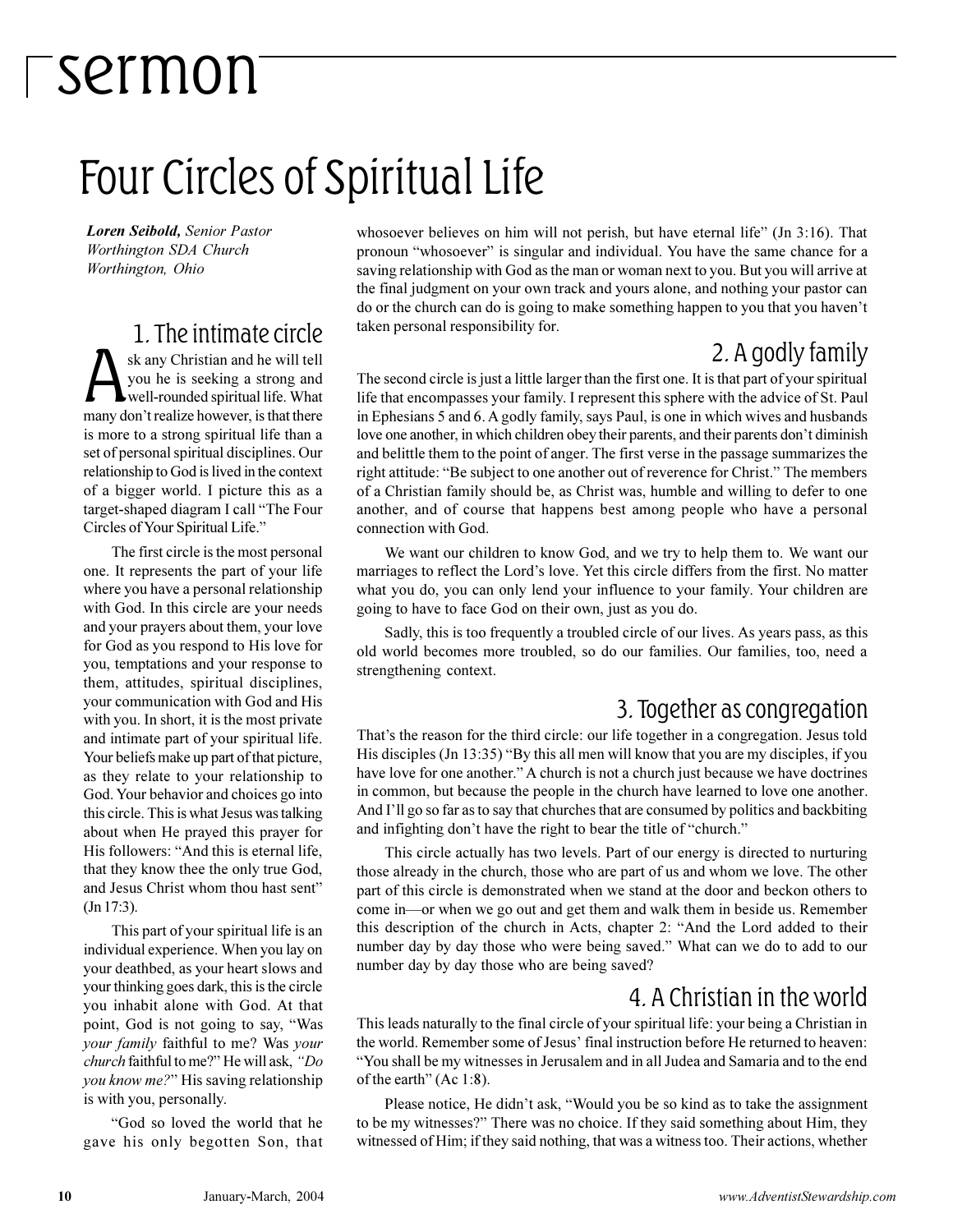# sermon

## Four Circles of Spiritual Life

***Loren Seibold,*** *Senior Pastor*
*Worthington SDA Church*
*Worthington, Ohio*

### 1. The intimate circle

Ask any Christian and he will tell you he is seeking a strong and well-rounded spiritual life. What many don't realize however, is that there is more to a strong spiritual life than a set of personal spiritual disciplines. Our relationship to God is lived in the context of a bigger world. I picture this as a target-shaped diagram I call "The Four Circles of Your Spiritual Life."

The first circle is the most personal one. It represents the part of your life where you have a personal relationship with God. In this circle are your needs and your prayers about them, your love for God as you respond to His love for you, temptations and your response to them, attitudes, spiritual disciplines, your communication with God and His with you. In short, it is the most private and intimate part of your spiritual life. Your beliefs make up part of that picture, as they relate to your relationship to God. Your behavior and choices go into this circle. This is what Jesus was talking about when He prayed this prayer for His followers: "And this is eternal life, that they know thee the only true God, and Jesus Christ whom thou hast sent" (Jn 17:3).

This part of your spiritual life is an individual experience. When you lay on your deathbed, as your heart slows and your thinking goes dark, this is the circle you inhabit alone with God. At that point, God is not going to say, "Was *your family* faithful to me? Was *your church* faithful to me?" He will ask, *"Do you know me?"* His saving relationship is with you, personally.

"God so loved the world that he gave his only begotten Son, that whosoever believes on him will not perish, but have eternal life" (Jn 3:16). That pronoun "whosoever" is singular and individual. You have the same chance for a saving relationship with God as the man or woman next to you. But you will arrive at the final judgment on your own track and yours alone, and nothing your pastor can do or the church can do is going to make something happen to you that you haven't taken personal responsibility for.

### 2. A godly family

The second circle is just a little larger than the first one. It is that part of your spiritual life that encompasses your family. I represent this sphere with the advice of St. Paul in Ephesians 5 and 6. A godly family, says Paul, is one in which wives and husbands love one another, in which children obey their parents, and their parents don't diminish and belittle them to the point of anger. The first verse in the passage summarizes the right attitude: "Be subject to one another out of reverence for Christ." The members of a Christian family should be, as Christ was, humble and willing to defer to one another, and of course that happens best among people who have a personal connection with God.

We want our children to know God, and we try to help them to. We want our marriages to reflect the Lord's love. Yet this circle differs from the first. No matter what you do, you can only lend your influence to your family. Your children are going to have to face God on their own, just as you do.

Sadly, this is too frequently a troubled circle of our lives. As years pass, as this old world becomes more troubled, so do our families. Our families, too, need a strengthening context.

### 3. Together as congregation

That's the reason for the third circle: our life together in a congregation. Jesus told His disciples (Jn 13:35) "By this all men will know that you are my disciples, if you have love for one another." A church is not a church just because we have doctrines in common, but because the people in the church have learned to love one another. And I'll go so far as to say that churches that are consumed by politics and backbiting and infighting don't have the right to bear the title of "church."

This circle actually has two levels. Part of our energy is directed to nurturing those already in the church, those who are part of us and whom we love. The other part of this circle is demonstrated when we stand at the door and beckon others to come in—or when we go out and get them and walk them in beside us. Remember this description of the church in Acts, chapter 2: "And the Lord added to their number day by day those who were being saved." What can we do to add to our number day by day those who are being saved?

### 4. A Christian in the world

This leads naturally to the final circle of your spiritual life: your being a Christian in the world. Remember some of Jesus' final instruction before He returned to heaven: "You shall be my witnesses in Jerusalem and in all Judea and Samaria and to the end of the earth" (Ac 1:8).

Please notice, He didn't ask, "Would you be so kind as to take the assignment to be my witnesses?" There was no choice. If they said something about Him, they witnessed of Him; if they said nothing, that was a witness too. Their actions, whether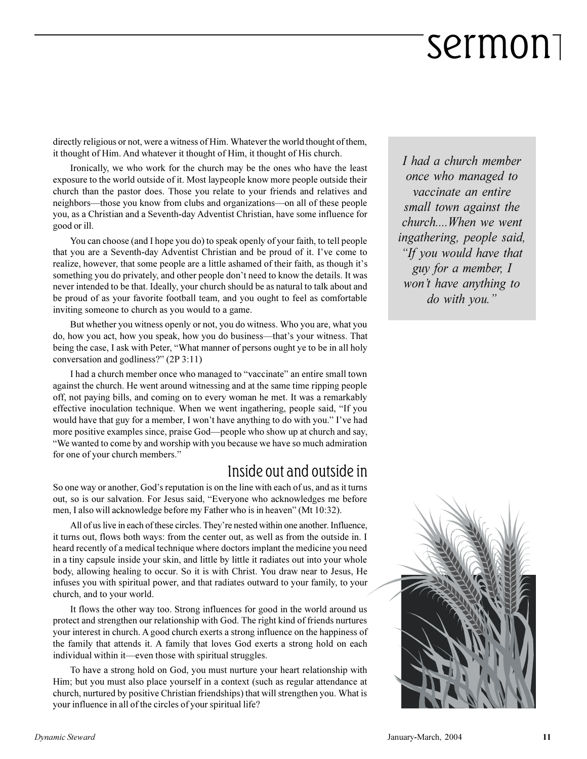directly religious or not, were a witness of Him. Whatever the world thought of them, it thought of Him. And whatever it thought of Him, it thought of His church.

Ironically, we who work for the church may be the ones who have the least exposure to the world outside of it. Most laypeople know more people outside their church than the pastor does. Those you relate to your friends and relatives and neighbors—those you know from clubs and organizations—on all of these people you, as a Christian and a Seventh-day Adventist Christian, have some influence for good or ill.

You can choose (and I hope you do) to speak openly of your faith, to tell people that you are a Seventh-day Adventist Christian and be proud of it. I've come to realize, however, that some people are a little ashamed of their faith, as though it's something you do privately, and other people don't need to know the details. It was never intended to be that. Ideally, your church should be as natural to talk about and be proud of as your favorite football team, and you ought to feel as comfortable inviting someone to church as you would to a game.

But whether you witness openly or not, you do witness. Who you are, what you do, how you act, how you speak, how you do business—that's your witness. That being the case, I ask with Peter, "What manner of persons ought ye to be in all holy conversation and godliness?" (2P 3:11)

I had a church member once who managed to "vaccinate" an entire small town against the church. He went around witnessing and at the same time ripping people off, not paying bills, and coming on to every woman he met. It was a remarkably effective inoculation technique. When we went ingathering, people said, "If you would have that guy for a member, I won't have anything to do with you." I've had more positive examples since, praise God—people who show up at church and say, "We wanted to come by and worship with you because we have so much admiration for one of your church members."

> *I had a church member once who managed to vaccinate an entire small town against the church....When we went ingathering, people said, "If you would have that guy for a member, I won't have anything to do with you."*

## Inside out and outside in

So one way or another, God's reputation is on the line with each of us, and as it turns out, so is our salvation. For Jesus said, "Everyone who acknowledges me before men, I also will acknowledge before my Father who is in heaven" (Mt 10:32).

All of us live in each of these circles. They're nested within one another. Influence, it turns out, flows both ways: from the center out, as well as from the outside in. I heard recently of a medical technique where doctors implant the medicine you need in a tiny capsule inside your skin, and little by little it radiates out into your whole body, allowing healing to occur. So it is with Christ. You draw near to Jesus, He infuses you with spiritual power, and that radiates outward to your family, to your church, and to your world.

It flows the other way too. Strong influences for good in the world around us protect and strengthen our relationship with God. The right kind of friends nurtures your interest in church. A good church exerts a strong influence on the happiness of the family that attends it. A family that loves God exerts a strong hold on each individual within it—even those with spiritual struggles.

To have a strong hold on God, you must nurture your heart relationship with Him; but you must also place yourself in a context (such as regular attendance at church, nurtured by positive Christian friendships) that will strengthen you. What is your influence in all of the circles of your spiritual life?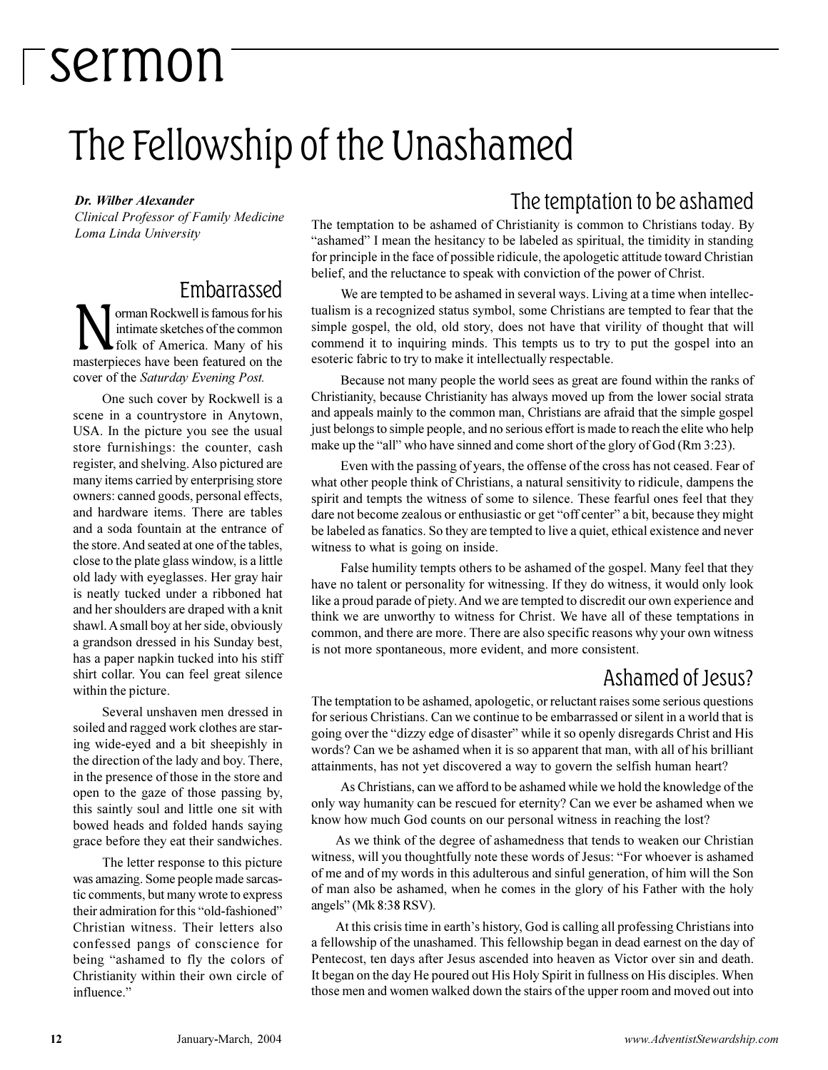# sermon

# The Fellowship of the Unashamed

***Dr. Wilber Alexander***
*Clinical Professor of Family Medicine*
*Loma Linda University*

## Embarrassed

Norman Rockwell is famous for his intimate sketches of the common folk of America. Many of his masterpieces have been featured on the cover of the *Saturday Evening Post.*

One such cover by Rockwell is a scene in a countrystore in Anytown, USA. In the picture you see the usual store furnishings: the counter, cash register, and shelving. Also pictured are many items carried by enterprising store owners: canned goods, personal effects, and hardware items. There are tables and a soda fountain at the entrance of the store. And seated at one of the tables, close to the plate glass window, is a little old lady with eyeglasses. Her gray hair is neatly tucked under a ribboned hat and her shoulders are draped with a knit shawl. A small boy at her side, obviously a grandson dressed in his Sunday best, has a paper napkin tucked into his stiff shirt collar. You can feel great silence within the picture.

Several unshaven men dressed in soiled and ragged work clothes are staring wide-eyed and a bit sheepishly in the direction of the lady and boy. There, in the presence of those in the store and open to the gaze of those passing by, this saintly soul and little one sit with bowed heads and folded hands saying grace before they eat their sandwiches.

The letter response to this picture was amazing. Some people made sarcastic comments, but many wrote to express their admiration for this "old-fashioned" Christian witness. Their letters also confessed pangs of conscience for being "ashamed to fly the colors of Christianity within their own circle of influence."

## The temptation to be ashamed

The temptation to be ashamed of Christianity is common to Christians today. By "ashamed" I mean the hesitancy to be labeled as spiritual, the timidity in standing for principle in the face of possible ridicule, the apologetic attitude toward Christian belief, and the reluctance to speak with conviction of the power of Christ.

We are tempted to be ashamed in several ways. Living at a time when intellectualism is a recognized status symbol, some Christians are tempted to fear that the simple gospel, the old, old story, does not have that virility of thought that will commend it to inquiring minds. This tempts us to try to put the gospel into an esoteric fabric to try to make it intellectually respectable.

Because not many people the world sees as great are found within the ranks of Christianity, because Christianity has always moved up from the lower social strata and appeals mainly to the common man, Christians are afraid that the simple gospel just belongs to simple people, and no serious effort is made to reach the elite who help make up the "all" who have sinned and come short of the glory of God (Rm 3:23).

Even with the passing of years, the offense of the cross has not ceased. Fear of what other people think of Christians, a natural sensitivity to ridicule, dampens the spirit and tempts the witness of some to silence. These fearful ones feel that they dare not become zealous or enthusiastic or get "off center" a bit, because they might be labeled as fanatics. So they are tempted to live a quiet, ethical existence and never witness to what is going on inside.

False humility tempts others to be ashamed of the gospel. Many feel that they have no talent or personality for witnessing. If they do witness, it would only look like a proud parade of piety. And we are tempted to discredit our own experience and think we are unworthy to witness for Christ. We have all of these temptations in common, and there are more. There are also specific reasons why your own witness is not more spontaneous, more evident, and more consistent.

## Ashamed of Jesus?

The temptation to be ashamed, apologetic, or reluctant raises some serious questions for serious Christians. Can we continue to be embarrassed or silent in a world that is going over the "dizzy edge of disaster" while it so openly disregards Christ and His words? Can we be ashamed when it is so apparent that man, with all of his brilliant attainments, has not yet discovered a way to govern the selfish human heart?

As Christians, can we afford to be ashamed while we hold the knowledge of the only way humanity can be rescued for eternity? Can we ever be ashamed when we know how much God counts on our personal witness in reaching the lost?

As we think of the degree of ashamedness that tends to weaken our Christian witness, will you thoughtfully note these words of Jesus: "For whoever is ashamed of me and of my words in this adulterous and sinful generation, of him will the Son of man also be ashamed, when he comes in the glory of his Father with the holy angels" (Mk 8:38 RSV).

At this crisis time in earth's history, God is calling all professing Christians into a fellowship of the unashamed. This fellowship began in dead earnest on the day of Pentecost, ten days after Jesus ascended into heaven as Victor over sin and death. It began on the day He poured out His Holy Spirit in fullness on His disciples. When those men and women walked down the stairs of the upper room and moved out into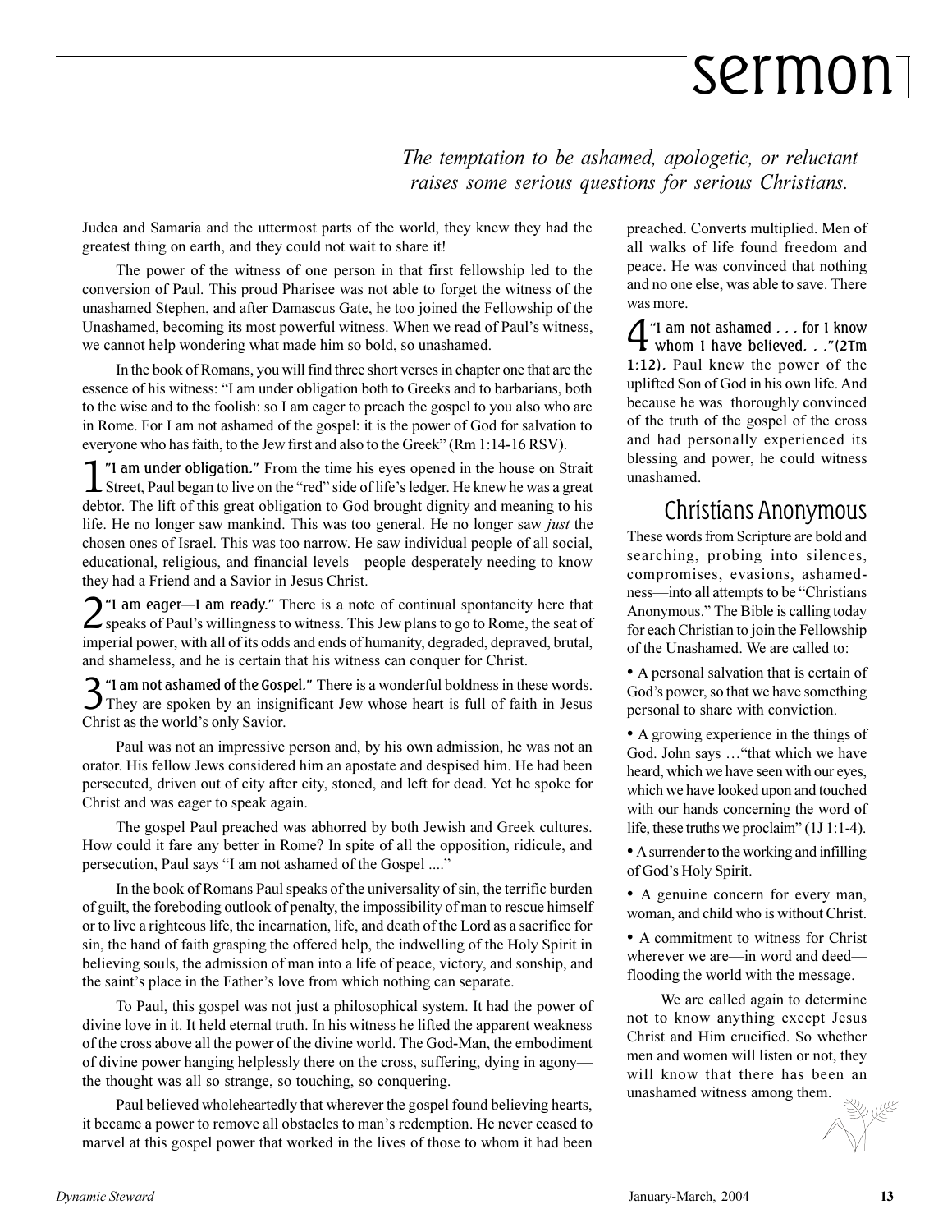*The temptation to be ashamed, apologetic, or reluctant raises some serious questions for serious Christians.*

Judea and Samaria and the uttermost parts of the world, they knew they had the greatest thing on earth, and they could not wait to share it!

The power of the witness of one person in that first fellowship led to the conversion of Paul. This proud Pharisee was not able to forget the witness of the unashamed Stephen, and after Damascus Gate, he too joined the Fellowship of the Unashamed, becoming its most powerful witness. When we read of Paul's witness, we cannot help wondering what made him so bold, so unashamed.

In the book of Romans, you will find three short verses in chapter one that are the essence of his witness: "I am under obligation both to Greeks and to barbarians, both to the wise and to the foolish: so I am eager to preach the gospel to you also who are in Rome. For I am not ashamed of the gospel: it is the power of God for salvation to everyone who has faith, to the Jew first and also to the Greek" (Rm 1:14-16 RSV).

**1 "I am under obligation."** From the time his eyes opened in the house on Strait Street, Paul began to live on the "red" side of life's ledger. He knew he was a great debtor. The lift of this great obligation to God brought dignity and meaning to his life. He no longer saw mankind. This was too general. He no longer saw *just* the chosen ones of Israel. This was too narrow. He saw individual people of all social, educational, religious, and financial levels—people desperately needing to know they had a Friend and a Savior in Jesus Christ.

**2 "I am eager—I am ready."** There is a note of continual spontaneity here that speaks of Paul's willingness to witness. This Jew plans to go to Rome, the seat of imperial power, with all of its odds and ends of humanity, degraded, depraved, brutal, and shameless, and he is certain that his witness can conquer for Christ.

**3 "I am not ashamed of the Gospel."** There is a wonderful boldness in these words. They are spoken by an insignificant Jew whose heart is full of faith in Jesus Christ as the world's only Savior.

Paul was not an impressive person and, by his own admission, he was not an orator. His fellow Jews considered him an apostate and despised him. He had been persecuted, driven out of city after city, stoned, and left for dead. Yet he spoke for Christ and was eager to speak again.

The gospel Paul preached was abhorred by both Jewish and Greek cultures. How could it fare any better in Rome? In spite of all the opposition, ridicule, and persecution, Paul says "I am not ashamed of the Gospel ...."

In the book of Romans Paul speaks of the universality of sin, the terrific burden of guilt, the foreboding outlook of penalty, the impossibility of man to rescue himself or to live a righteous life, the incarnation, life, and death of the Lord as a sacrifice for sin, the hand of faith grasping the offered help, the indwelling of the Holy Spirit in believing souls, the admission of man into a life of peace, victory, and sonship, and the saint's place in the Father's love from which nothing can separate.

To Paul, this gospel was not just a philosophical system. It had the power of divine love in it. It held eternal truth. In his witness he lifted the apparent weakness of the cross above all the power of the divine world. The God-Man, the embodiment of divine power hanging helplessly there on the cross, suffering, dying in agony—the thought was all so strange, so touching, so conquering.

Paul believed wholeheartedly that wherever the gospel found believing hearts, it became a power to remove all obstacles to man's redemption. He never ceased to marvel at this gospel power that worked in the lives of those to whom it had been preached. Converts multiplied. Men of all walks of life found freedom and peace. He was convinced that nothing and no one else, was able to save. There was more.

**4 "I am not ashamed . . . for I know whom I have believed. . ."(2Tm 1:12).** Paul knew the power of the uplifted Son of God in his own life. And because he was thoroughly convinced of the truth of the gospel of the cross and had personally experienced its blessing and power, he could witness unashamed.

## Christians Anonymous

These words from Scripture are bold and searching, probing into silences, compromises, evasions, ashamedness—into all attempts to be "Christians Anonymous." The Bible is calling today for each Christian to join the Fellowship of the Unashamed. We are called to:

- A personal salvation that is certain of God's power, so that we have something personal to share with conviction.
- A growing experience in the things of God. John says …"that which we have heard, which we have seen with our eyes, which we have looked upon and touched with our hands concerning the word of life, these truths we proclaim" (1J 1:1-4).
- A surrender to the working and infilling of God's Holy Spirit.
- A genuine concern for every man, woman, and child who is without Christ.
- A commitment to witness for Christ wherever we are—in word and deed—flooding the world with the message.

We are called again to determine not to know anything except Jesus Christ and Him crucified. So whether men and women will listen or not, they will know that there has been an unashamed witness among them.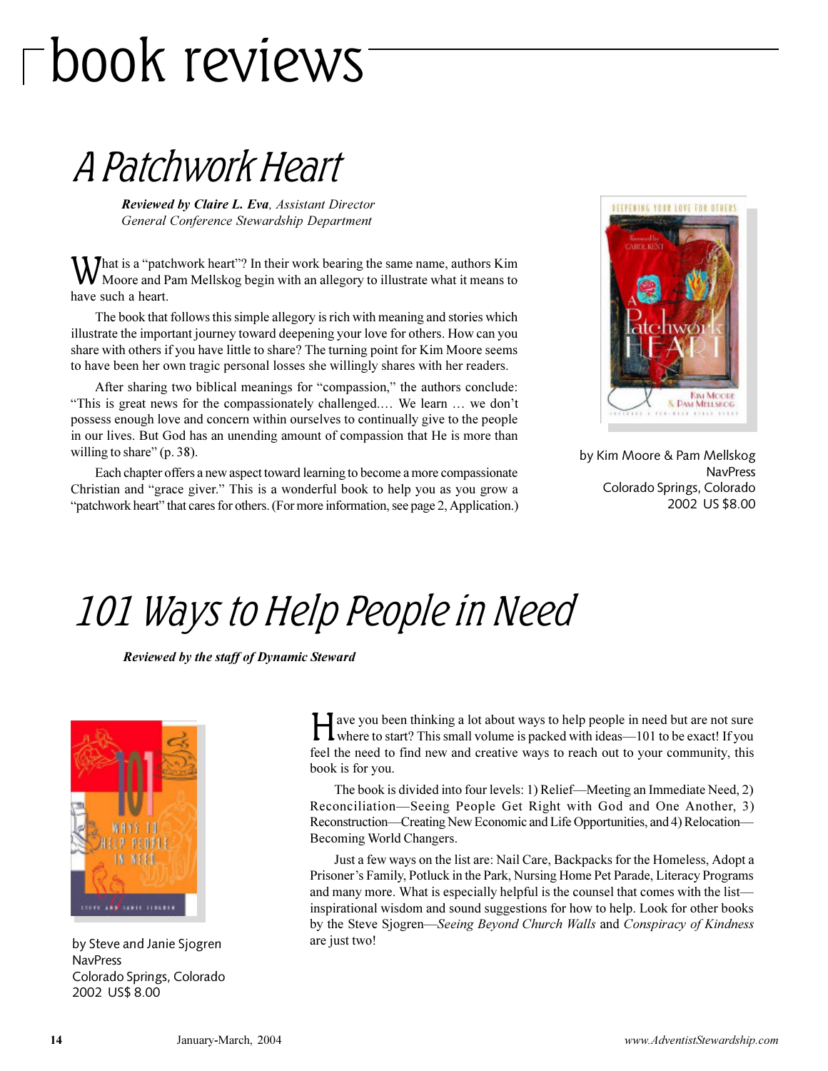# book reviews

## A Patchwork Heart

***Reviewed by Claire L. Eva**, Assistant Director*
*General Conference Stewardship Department*

What is a "patchwork heart"? In their work bearing the same name, authors Kim Moore and Pam Mellskog begin with an allegory to illustrate what it means to have such a heart.

The book that follows this simple allegory is rich with meaning and stories which illustrate the important journey toward deepening your love for others. How can you share with others if you have little to share? The turning point for Kim Moore seems to have been her own tragic personal losses she willingly shares with her readers.

After sharing two biblical meanings for "compassion," the authors conclude: "This is great news for the compassionately challenged.... We learn … we don't possess enough love and concern within ourselves to continually give to the people in our lives. But God has an unending amount of compassion that He is more than willing to share" (p. 38).

Each chapter offers a new aspect toward learning to become a more compassionate Christian and "grace giver." This is a wonderful book to help you as you grow a "patchwork heart" that cares for others. (For more information, see page 2, Application.)

by Kim Moore & Pam Mellskog
NavPress
Colorado Springs, Colorado
2002 US $8.00

## 101 Ways to Help People in Need

***Reviewed by the staff of Dynamic Steward***

by Steve and Janie Sjogren
NavPress
Colorado Springs, Colorado
2002 US$ 8.00

Have you been thinking a lot about ways to help people in need but are not sure where to start? This small volume is packed with ideas—101 to be exact! If you feel the need to find new and creative ways to reach out to your community, this book is for you.

The book is divided into four levels: 1) Relief—Meeting an Immediate Need, 2) Reconciliation—Seeing People Get Right with God and One Another, 3) Reconstruction—Creating New Economic and Life Opportunities, and 4) Relocation—Becoming World Changers.

Just a few ways on the list are: Nail Care, Backpacks for the Homeless, Adopt a Prisoner's Family, Potluck in the Park, Nursing Home Pet Parade, Literacy Programs and many more. What is especially helpful is the counsel that comes with the list—inspirational wisdom and sound suggestions for how to help. Look for other books by the Steve Sjogren—*Seeing Beyond Church Walls* and *Conspiracy of Kindness* are just two!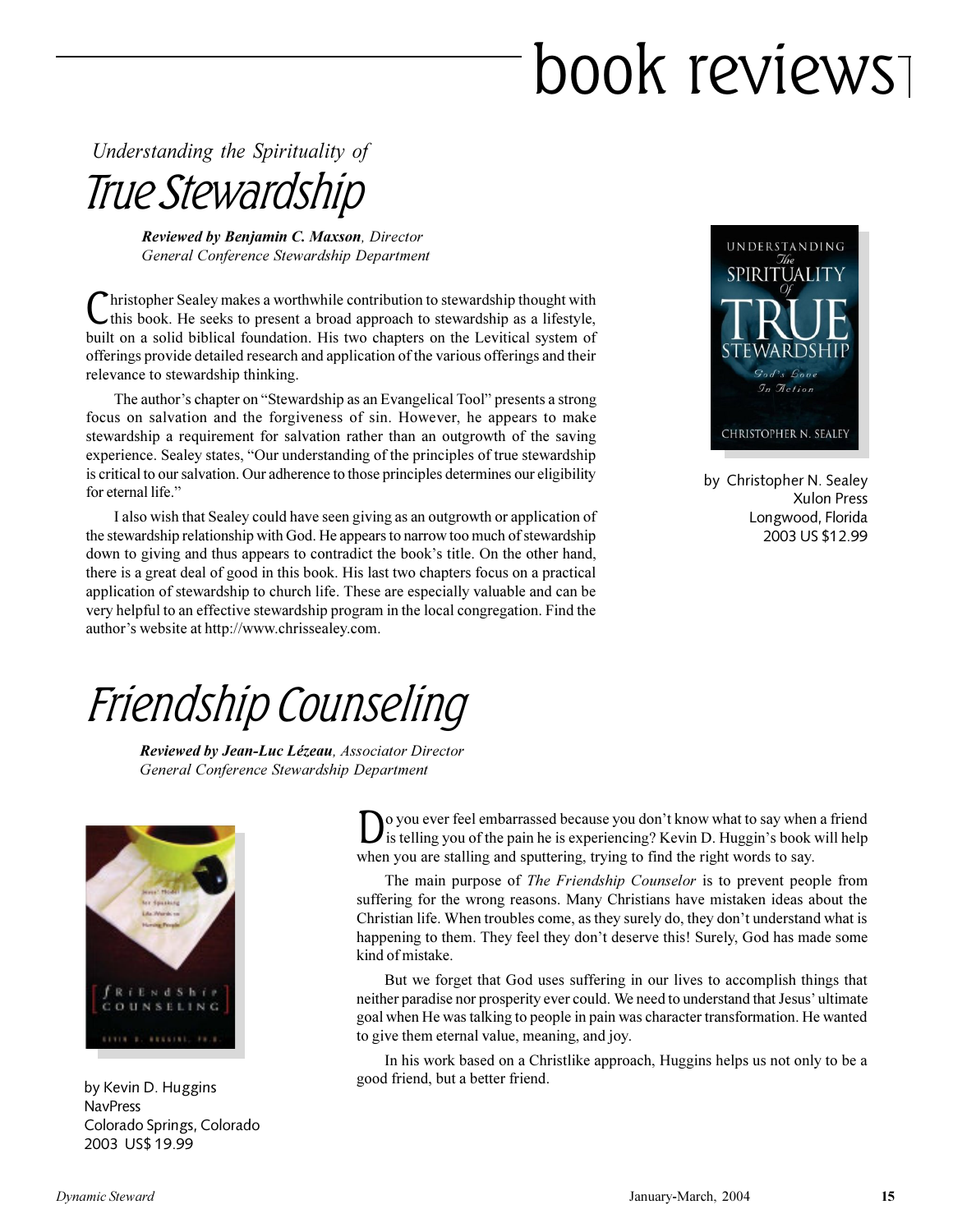# book reviews

*Understanding the Spirituality of*

## True Stewardship

***Reviewed by Benjamin C. Maxson**, Director*
*General Conference Stewardship Department*

by Christopher N. Sealey
Xulon Press
Longwood, Florida
2003 US $12.99

Christopher Sealey makes a worthwhile contribution to stewardship thought with this book. He seeks to present a broad approach to stewardship as a lifestyle, built on a solid biblical foundation. His two chapters on the Levitical system of offerings provide detailed research and application of the various offerings and their relevance to stewardship thinking.

The author's chapter on "Stewardship as an Evangelical Tool" presents a strong focus on salvation and the forgiveness of sin. However, he appears to make stewardship a requirement for salvation rather than an outgrowth of the saving experience. Sealey states, "Our understanding of the principles of true stewardship is critical to our salvation. Our adherence to those principles determines our eligibility for eternal life."

I also wish that Sealey could have seen giving as an outgrowth or application of the stewardship relationship with God. He appears to narrow too much of stewardship down to giving and thus appears to contradict the book's title. On the other hand, there is a great deal of good in this book. His last two chapters focus on a practical application of stewardship to church life. These are especially valuable and can be very helpful to an effective stewardship program in the local congregation. Find the author's website at http://www.chrissealey.com.

## Friendship Counseling

***Reviewed by Jean-Luc Lézeau**, Associator Director*
*General Conference Stewardship Department*

by Kevin D. Huggins
NavPress
Colorado Springs, Colorado
2003 US$ 19.99

Do you ever feel embarrassed because you don't know what to say when a friend is telling you of the pain he is experiencing? Kevin D. Huggin's book will help when you are stalling and sputtering, trying to find the right words to say.

The main purpose of *The Friendship Counselor* is to prevent people from suffering for the wrong reasons. Many Christians have mistaken ideas about the Christian life. When troubles come, as they surely do, they don't understand what is happening to them. They feel they don't deserve this! Surely, God has made some kind of mistake.

But we forget that God uses suffering in our lives to accomplish things that neither paradise nor prosperity ever could. We need to understand that Jesus' ultimate goal when He was talking to people in pain was character transformation. He wanted to give them eternal value, meaning, and joy.

In his work based on a Christlike approach, Huggins helps us not only to be a good friend, but a better friend.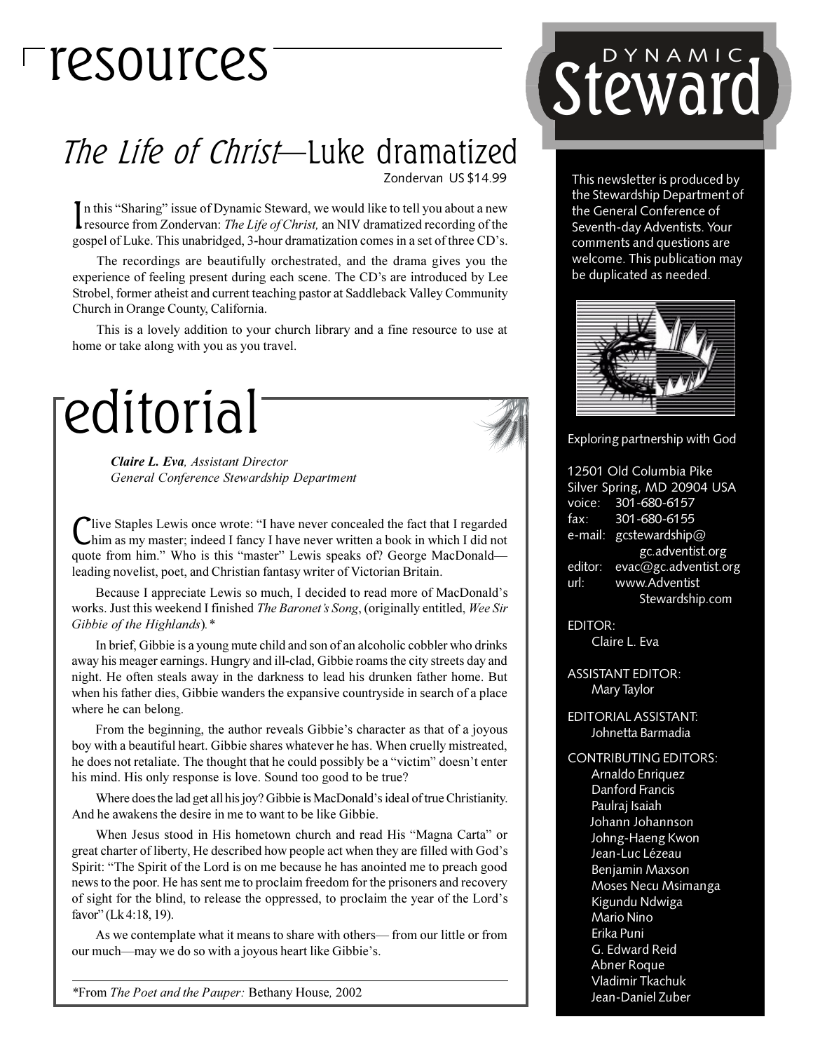# resources

## *The Life of Christ*—Luke dramatized

Zondervan US $14.99

In this "Sharing" issue of Dynamic Steward, we would like to tell you about a new resource from Zondervan: *The Life of Christ,* an NIV dramatized recording of the gospel of Luke. This unabridged, 3-hour dramatization comes in a set of three CD's.

The recordings are beautifully orchestrated, and the drama gives you the experience of feeling present during each scene. The CD's are introduced by Lee Strobel, former atheist and current teaching pastor at Saddleback Valley Community Church in Orange County, California.

This is a lovely addition to your church library and a fine resource to use at home or take along with you as you travel.

# editorial

***Claire L. Eva****, Assistant Director*
*General Conference Stewardship Department*

Clive Staples Lewis once wrote: "I have never concealed the fact that I regarded him as my master; indeed I fancy I have never written a book in which I did not quote from him." Who is this "master" Lewis speaks of? George MacDonald—leading novelist, poet, and Christian fantasy writer of Victorian Britain.

Because I appreciate Lewis so much, I decided to read more of MacDonald's works. Just this weekend I finished *The Baronet's Song*, (originally entitled, *Wee Sir Gibbie of the Highlands*).*

In brief, Gibbie is a young mute child and son of an alcoholic cobbler who drinks away his meager earnings. Hungry and ill-clad, Gibbie roams the city streets day and night. He often steals away in the darkness to lead his drunken father home. But when his father dies, Gibbie wanders the expansive countryside in search of a place where he can belong.

From the beginning, the author reveals Gibbie's character as that of a joyous boy with a beautiful heart. Gibbie shares whatever he has. When cruelly mistreated, he does not retaliate. The thought that he could possibly be a "victim" doesn't enter his mind. His only response is love. Sound too good to be true?

Where does the lad get all his joy? Gibbie is MacDonald's ideal of true Christianity. And he awakens the desire in me to want to be like Gibbie.

When Jesus stood in His hometown church and read His "Magna Carta" or great charter of liberty, He described how people act when they are filled with God's Spirit: "The Spirit of the Lord is on me because he has anointed me to preach good news to the poor. He has sent me to proclaim freedom for the prisoners and recovery of sight for the blind, to release the oppressed, to proclaim the year of the Lord's favor" (Lk 4:18, 19).

As we contemplate what it means to share with others— from our little or from our much—may we do so with a joyous heart like Gibbie's.

*From *The Poet and the Pauper:* Bethany House*,* 2002

---

DYNAMIC **Steward**

This newsletter is produced by the Stewardship Department of the General Conference of Seventh-day Adventists. Your comments and questions are welcome. This publication may be duplicated as needed.

Exploring partnership with God

12501 Old Columbia Pike
Silver Spring, MD 20904 USA
voice: 301-680-6157
fax: 301-680-6155
e-mail: gcstewardship@gc.adventist.org
editor: evac@gc.adventist.org
url: www.AdventistStewardship.com

EDITOR:
Claire L. Eva

ASSISTANT EDITOR:
Mary Taylor

EDITORIAL ASSISTANT:
Johnetta Barmadia

CONTRIBUTING EDITORS:
Arnaldo Enriquez
Danford Francis
Paulraj Isaiah
Johann Johannson
Johng-Haeng Kwon
Jean-Luc Lézeau
Benjamin Maxson
Moses Necu Msimanga
Kigundu Ndwiga
Mario Nino
Erika Puni
G. Edward Reid
Abner Roque
Vladimir Tkachuk
Jean-Daniel Zuber